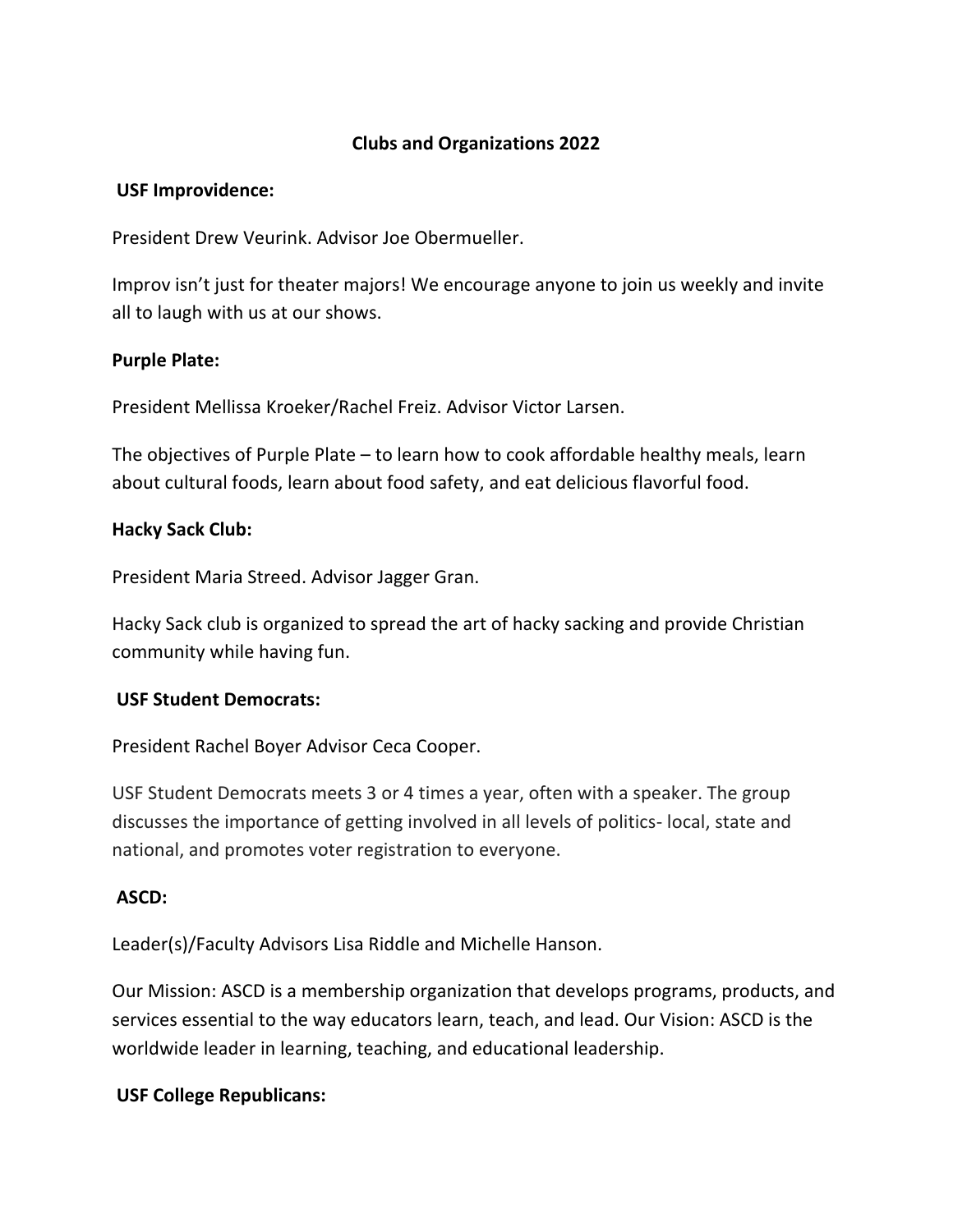# Clubs and Organizations 2022

**USF Improvidence:**

President Drew Veurink. Advisor Joe Obermueller.

Improv isn't just for theater majors! We encourage anyone to join us weekly and invite all to laugh with us at our shows.

**Purple Plate:**

President Mellissa Kroeker/Rachel Freiz. Advisor Victor Larsen.

The objectives of Purple Plate – to learn how to cook affordable healthy meals, learn about cultural foods, learn about food safety, and eat delicious flavorful food.

**Hacky Sack Club:**

President Maria Streed. Advisor Jagger Gran.

Hacky Sack club is organized to spread the art of hacky sacking and provide Christian community while having fun.

**USF Student Democrats:**

President Rachel Boyer Advisor Ceca Cooper.

USF Student Democrats meets 3 or 4 times a year, often with a speaker. The group discusses the importance of getting involved in all levels of politics- local, state and national, and promotes voter registration to everyone.

**ASCD:**

Leader(s)/Faculty Advisors Lisa Riddle and Michelle Hanson.

Our Mission: ASCD is a membership organization that develops programs, products, and services essential to the way educators learn, teach, and lead. Our Vision: ASCD is the worldwide leader in learning, teaching, and educational leadership.

**USF College Republicans:**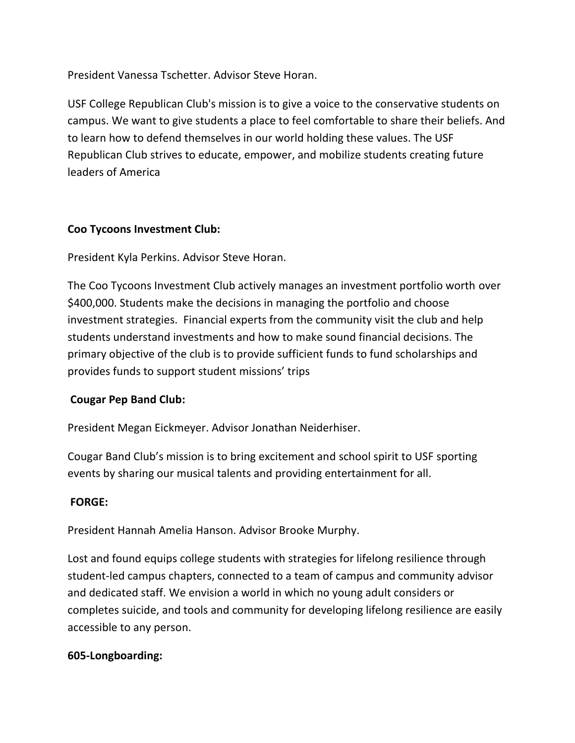President Vanessa Tschetter. Advisor Steve Horan.

USF College Republican Club's mission is to give a voice to the conservative students on campus. We want to give students a place to feel comfortable to share their beliefs. And to learn how to defend themselves in our world holding these values. The USF Republican Club strives to educate, empower, and mobilize students creating future leaders of America

**Coo Tycoons Investment Club:**

President Kyla Perkins. Advisor Steve Horan.

The Coo Tycoons Investment Club actively manages an investment portfolio worth over $400,000. Students make the decisions in managing the portfolio and choose investment strategies. Financial experts from the community visit the club and help students understand investments and how to make sound financial decisions. The primary objective of the club is to provide sufficient funds to fund scholarships and provides funds to support student missions' trips

**Cougar Pep Band Club:**

President Megan Eickmeyer. Advisor Jonathan Neiderhiser.

Cougar Band Club's mission is to bring excitement and school spirit to USF sporting events by sharing our musical talents and providing entertainment for all.

**FORGE:**

President Hannah Amelia Hanson. Advisor Brooke Murphy.

Lost and found equips college students with strategies for lifelong resilience through student-led campus chapters, connected to a team of campus and community advisor and dedicated staff. We envision a world in which no young adult considers or completes suicide, and tools and community for developing lifelong resilience are easily accessible to any person.

**605-Longboarding:**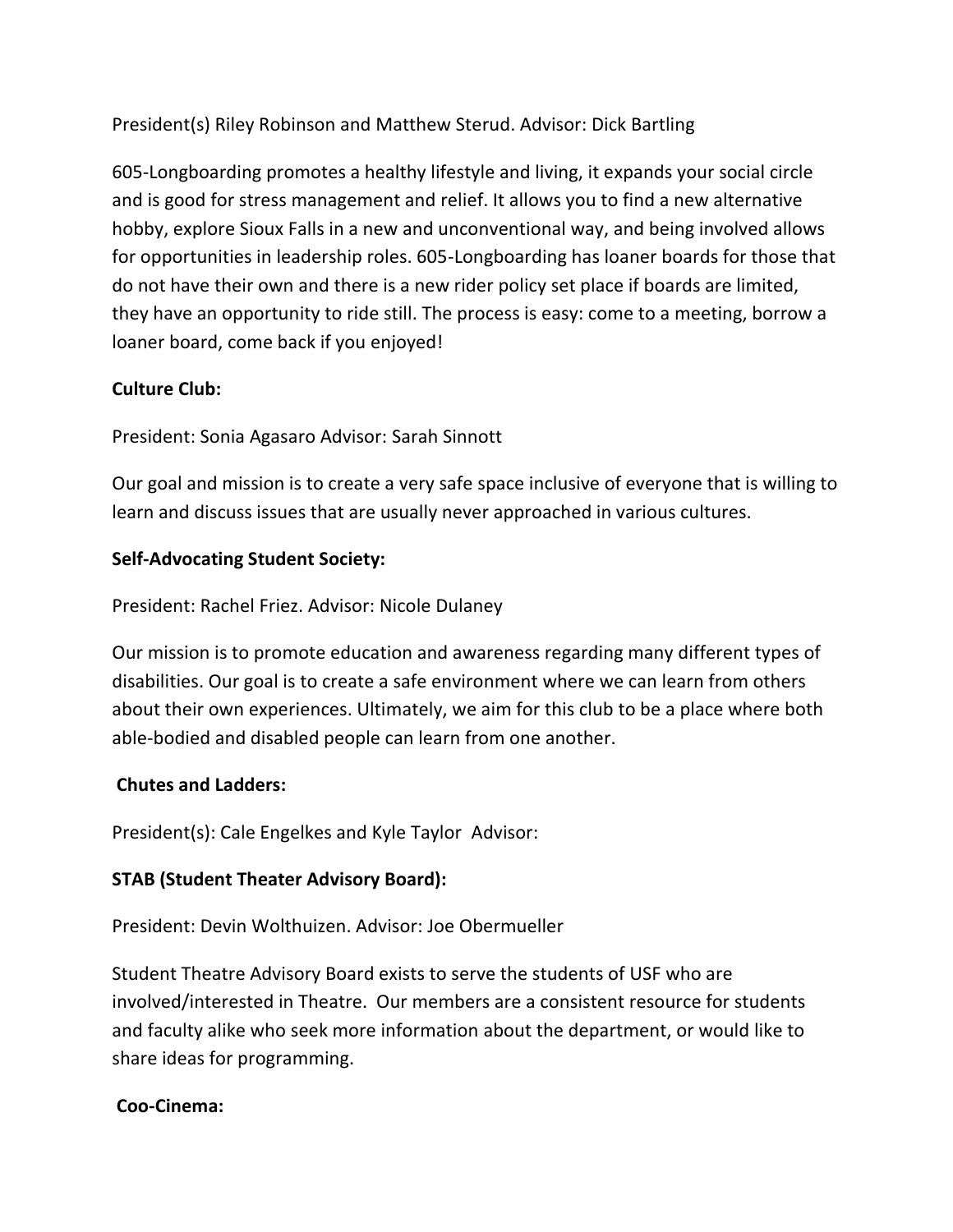President(s) Riley Robinson and Matthew Sterud. Advisor: Dick Bartling

605-Longboarding promotes a healthy lifestyle and living, it expands your social circle and is good for stress management and relief. It allows you to find a new alternative hobby, explore Sioux Falls in a new and unconventional way, and being involved allows for opportunities in leadership roles. 605-Longboarding has loaner boards for those that do not have their own and there is a new rider policy set place if boards are limited, they have an opportunity to ride still. The process is easy: come to a meeting, borrow a loaner board, come back if you enjoyed!

**Culture Club:**

President: Sonia Agasaro Advisor: Sarah Sinnott

Our goal and mission is to create a very safe space inclusive of everyone that is willing to learn and discuss issues that are usually never approached in various cultures.

**Self-Advocating Student Society:**

President: Rachel Friez. Advisor: Nicole Dulaney

Our mission is to promote education and awareness regarding many different types of disabilities. Our goal is to create a safe environment where we can learn from others about their own experiences. Ultimately, we aim for this club to be a place where both able-bodied and disabled people can learn from one another.

**Chutes and Ladders:**

President(s): Cale Engelkes and Kyle Taylor Advisor:

**STAB (Student Theater Advisory Board):**

President: Devin Wolthuizen. Advisor: Joe Obermueller

Student Theatre Advisory Board exists to serve the students of USF who are involved/interested in Theatre. Our members are a consistent resource for students and faculty alike who seek more information about the department, or would like to share ideas for programming.

**Coo-Cinema:**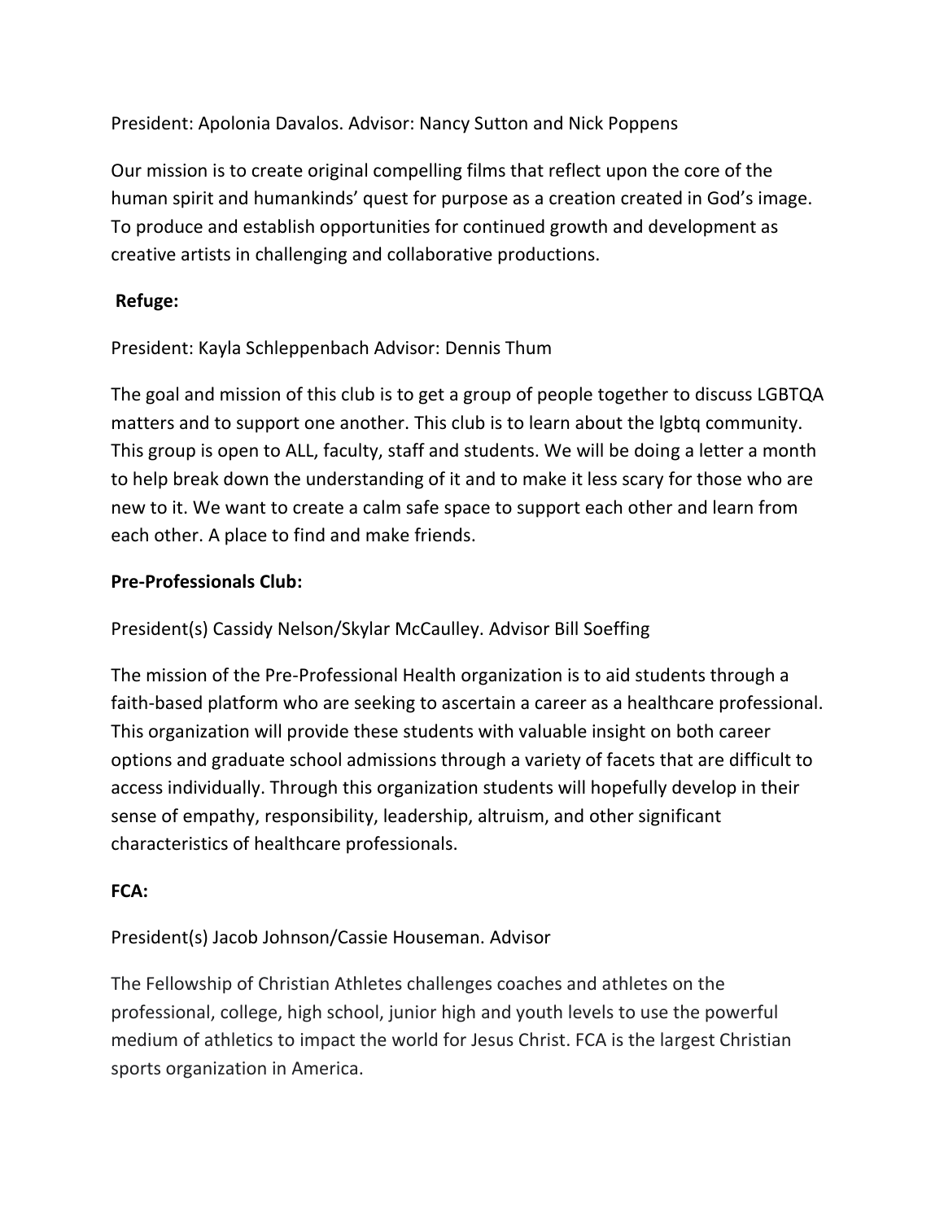President: Apolonia Davalos. Advisor: Nancy Sutton and Nick Poppens

Our mission is to create original compelling films that reflect upon the core of the human spirit and humankinds' quest for purpose as a creation created in God's image. To produce and establish opportunities for continued growth and development as creative artists in challenging and collaborative productions.

**Refuge:**

President: Kayla Schleppenbach Advisor: Dennis Thum

The goal and mission of this club is to get a group of people together to discuss LGBTQA matters and to support one another. This club is to learn about the lgbtq community. This group is open to ALL, faculty, staff and students. We will be doing a letter a month to help break down the understanding of it and to make it less scary for those who are new to it. We want to create a calm safe space to support each other and learn from each other. A place to find and make friends.

**Pre-Professionals Club:**

President(s) Cassidy Nelson/Skylar McCaulley. Advisor Bill Soeffing

The mission of the Pre-Professional Health organization is to aid students through a faith-based platform who are seeking to ascertain a career as a healthcare professional. This organization will provide these students with valuable insight on both career options and graduate school admissions through a variety of facets that are difficult to access individually. Through this organization students will hopefully develop in their sense of empathy, responsibility, leadership, altruism, and other significant characteristics of healthcare professionals.

**FCA:**

President(s) Jacob Johnson/Cassie Houseman. Advisor

The Fellowship of Christian Athletes challenges coaches and athletes on the professional, college, high school, junior high and youth levels to use the powerful medium of athletics to impact the world for Jesus Christ. FCA is the largest Christian sports organization in America.